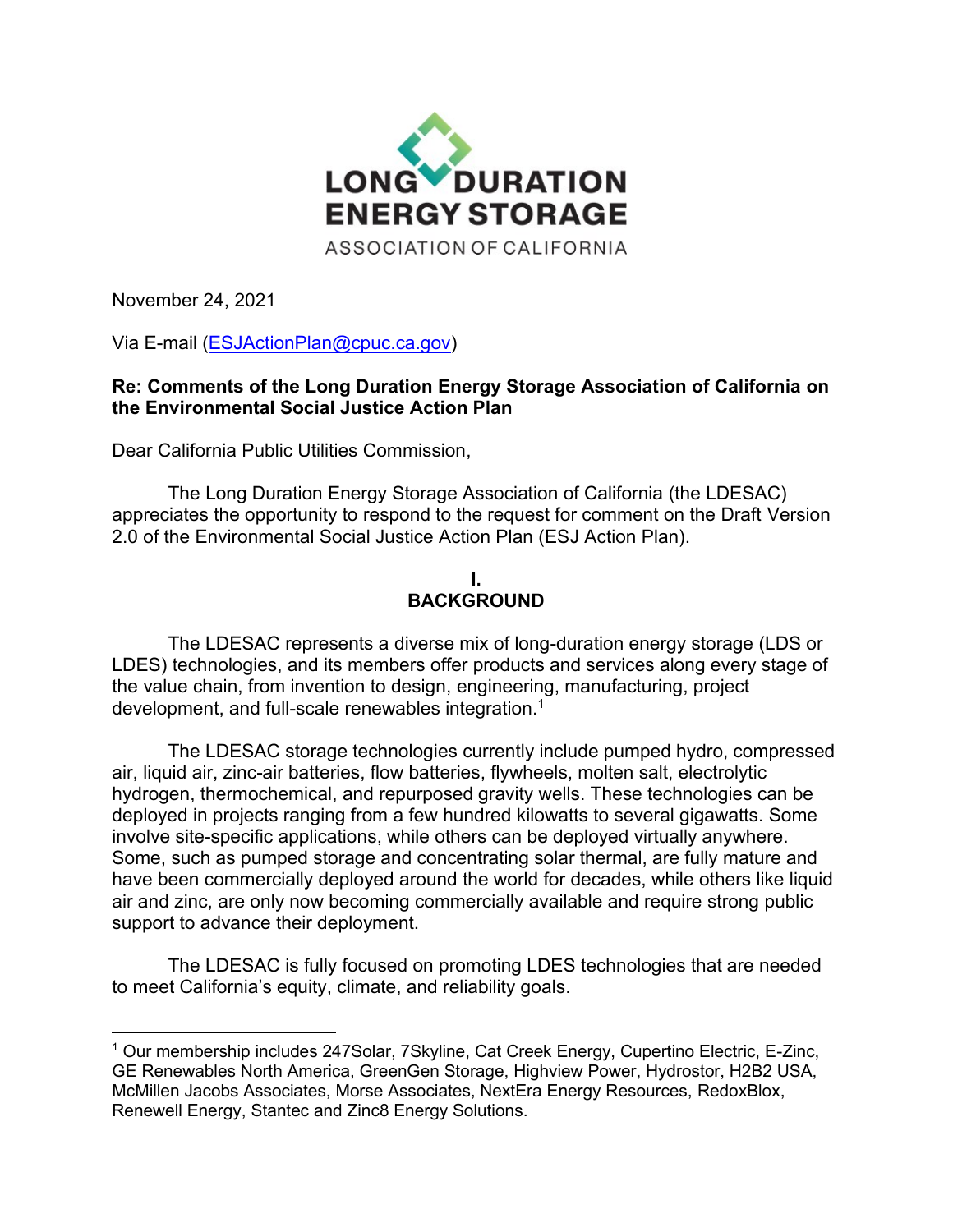LONG DURATION ENERGY STORAGE

ASSOCIATION OF CALIFORNIA

November 24, 2021

Via E-mail (ESJActionPlan@cpuc.ca.gov)

**Re: Comments of the Long Duration Energy Storage Association of California on the Environmental Social Justice Action Plan**

Dear California Public Utilities Commission,

The Long Duration Energy Storage Association of California (the LDESAC) appreciates the opportunity to respond to the request for comment on the Draft Version 2.0 of the Environmental Social Justice Action Plan (ESJ Action Plan).

## I. BACKGROUND

The LDESAC represents a diverse mix of long-duration energy storage (LDS or LDES) technologies, and its members offer products and services along every stage of the value chain, from invention to design, engineering, manufacturing, project development, and full-scale renewables integration.[1]

The LDESAC storage technologies currently include pumped hydro, compressed air, liquid air, zinc-air batteries, flow batteries, flywheels, molten salt, electrolytic hydrogen, thermochemical, and repurposed gravity wells. These technologies can be deployed in projects ranging from a few hundred kilowatts to several gigawatts. Some involve site-specific applications, while others can be deployed virtually anywhere. Some, such as pumped storage and concentrating solar thermal, are fully mature and have been commercially deployed around the world for decades, while others like liquid air and zinc, are only now becoming commercially available and require strong public support to advance their deployment.

The LDESAC is fully focused on promoting LDES technologies that are needed to meet California's equity, climate, and reliability goals.

---

[1] Our membership includes 247Solar, 7Skyline, Cat Creek Energy, Cupertino Electric, E-Zinc, GE Renewables North America, GreenGen Storage, Highview Power, Hydrostor, H2B2 USA, McMillen Jacobs Associates, Morse Associates, NextEra Energy Resources, RedoxBlox, Renewell Energy, Stantec and Zinc8 Energy Solutions.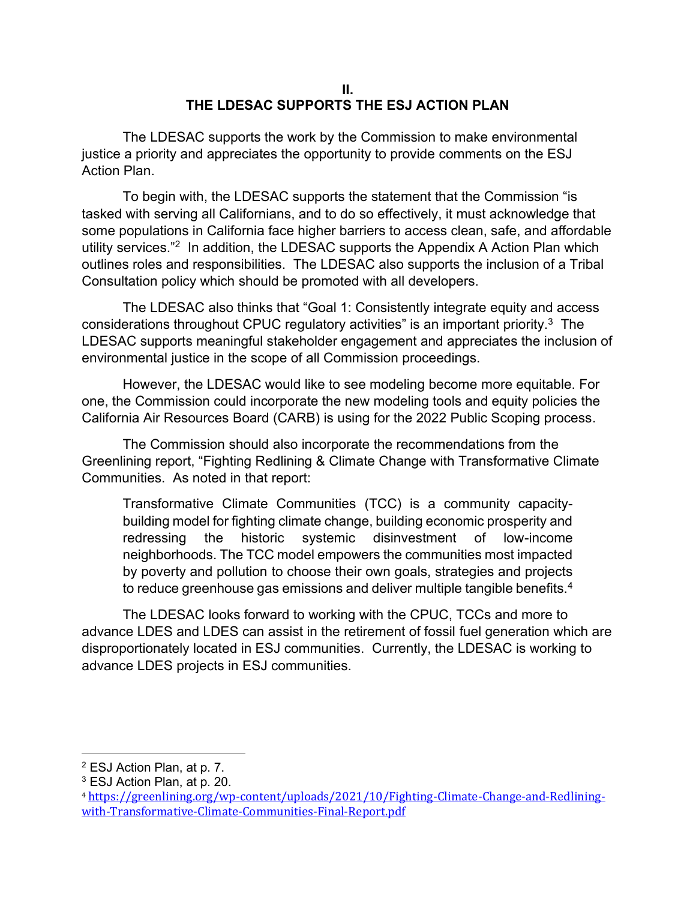## II.
## THE LDESAC SUPPORTS THE ESJ ACTION PLAN

The LDESAC supports the work by the Commission to make environmental justice a priority and appreciates the opportunity to provide comments on the ESJ Action Plan.

To begin with, the LDESAC supports the statement that the Commission "is tasked with serving all Californians, and to do so effectively, it must acknowledge that some populations in California face higher barriers to access clean, safe, and affordable utility services."[2] In addition, the LDESAC supports the Appendix A Action Plan which outlines roles and responsibilities. The LDESAC also supports the inclusion of a Tribal Consultation policy which should be promoted with all developers.

The LDESAC also thinks that "Goal 1: Consistently integrate equity and access considerations throughout CPUC regulatory activities" is an important priority.[3] The LDESAC supports meaningful stakeholder engagement and appreciates the inclusion of environmental justice in the scope of all Commission proceedings.

However, the LDESAC would like to see modeling become more equitable. For one, the Commission could incorporate the new modeling tools and equity policies the California Air Resources Board (CARB) is using for the 2022 Public Scoping process.

The Commission should also incorporate the recommendations from the Greenlining report, "Fighting Redlining & Climate Change with Transformative Climate Communities. As noted in that report:

> Transformative Climate Communities (TCC) is a community capacity-building model for fighting climate change, building economic prosperity and redressing the historic systemic disinvestment of low-income neighborhoods. The TCC model empowers the communities most impacted by poverty and pollution to choose their own goals, strategies and projects to reduce greenhouse gas emissions and deliver multiple tangible benefits.[4]

The LDESAC looks forward to working with the CPUC, TCCs and more to advance LDES and LDES can assist in the retirement of fossil fuel generation which are disproportionately located in ESJ communities. Currently, the LDESAC is working to advance LDES projects in ESJ communities.

---

[2] ESJ Action Plan, at p. 7.

[3] ESJ Action Plan, at p. 20.

[4] https://greenlining.org/wp-content/uploads/2021/10/Fighting-Climate-Change-and-Redlining-with-Transformative-Climate-Communities-Final-Report.pdf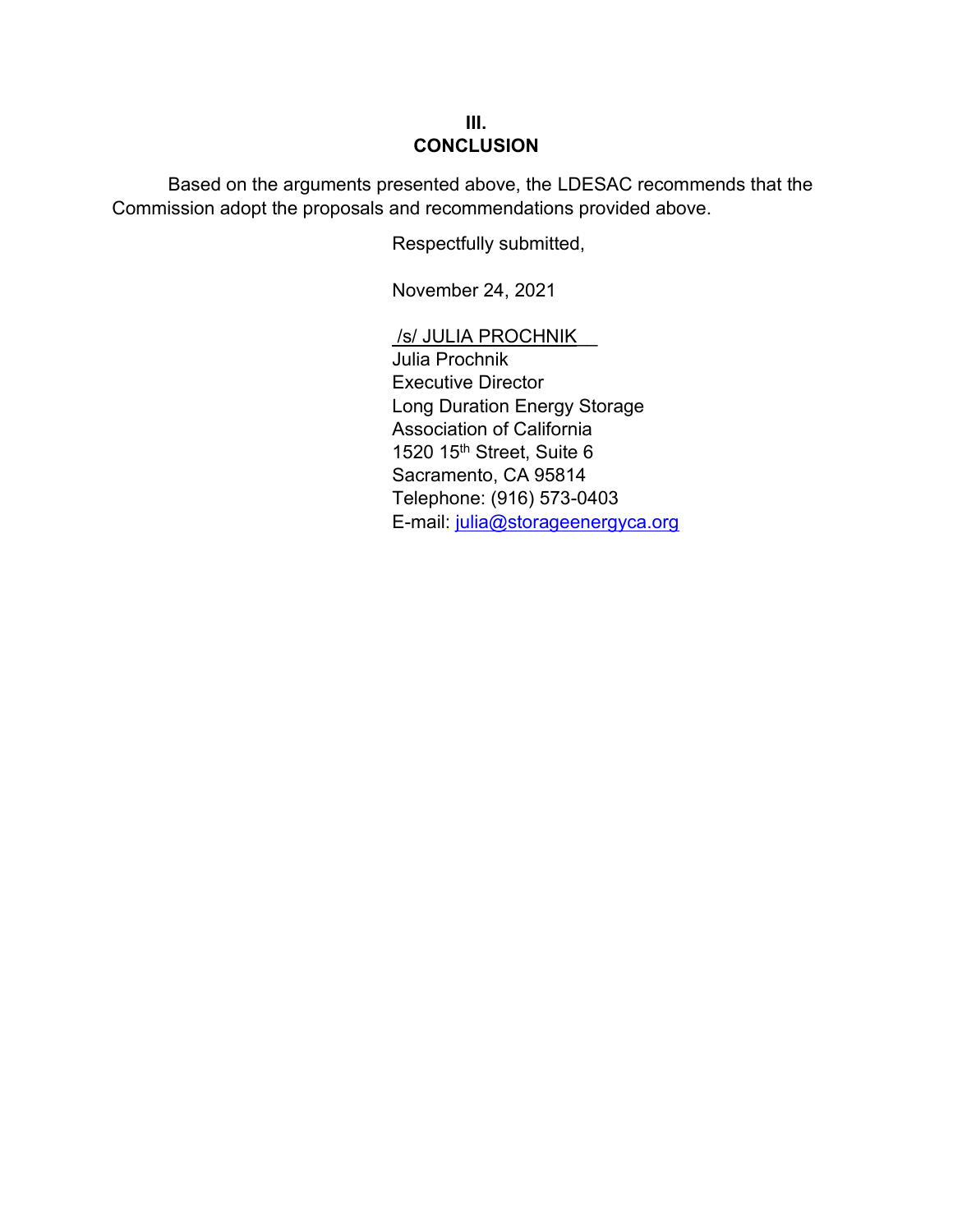## III.
## CONCLUSION

Based on the arguments presented above, the LDESAC recommends that the Commission adopt the proposals and recommendations provided above.

Respectfully submitted,

November 24, 2021

/s/ JULIA PROCHNIK
Julia Prochnik
Executive Director
Long Duration Energy Storage
Association of California
1520 15th Street, Suite 6
Sacramento, CA 95814
Telephone: (916) 573-0403
E-mail: julia@storageenergyca.org